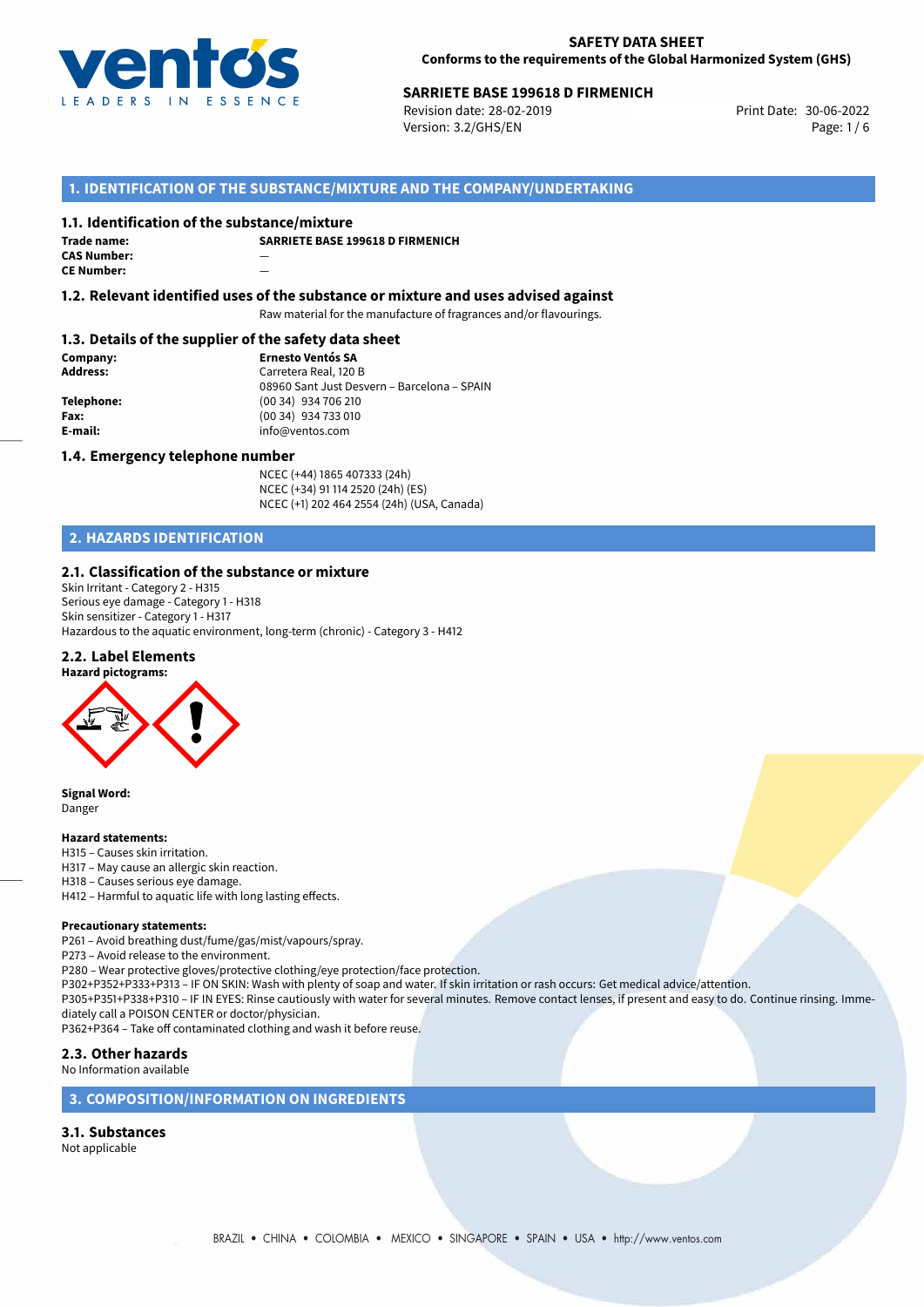**SAFETY DATA SHEET**
**Conforms to the requirements of the Global Harmonized System (GHS)**

**SARRIETE BASE 199618 D FIRMENICH**
Revision date: 28-02-2019
Version: 3.2/GHS/EN
Print Date: 30-06-2022

## 1. IDENTIFICATION OF THE SUBSTANCE/MIXTURE AND THE COMPANY/UNDERTAKING

### 1.1. Identification of the substance/mixture

**Trade name:** **SARRIETE BASE 199618 D FIRMENICH**
**CAS Number:** —
**CE Number:** —

### 1.2. Relevant identified uses of the substance or mixture and uses advised against

Raw material for the manufacture of fragrances and/or flavourings.

### 1.3. Details of the supplier of the safety data sheet

**Company:** **Ernesto Ventós SA**
**Address:** Carretera Real, 120 B
08960 Sant Just Desvern – Barcelona – SPAIN
**Telephone:** (00 34) 934 706 210
**Fax:** (00 34) 934 733 010
**E-mail:** info@ventos.com

### 1.4. Emergency telephone number

NCEC (+44) 1865 407333 (24h)
NCEC (+34) 91 114 2520 (24h) (ES)
NCEC (+1) 202 464 2554 (24h) (USA, Canada)

## 2. HAZARDS IDENTIFICATION

### 2.1. Classification of the substance or mixture

Skin Irritant - Category 2 - H315
Serious eye damage - Category 1 - H318
Skin sensitizer - Category 1 - H317
Hazardous to the aquatic environment, long-term (chronic) - Category 3 - H412

### 2.2. Label Elements

**Hazard pictograms:**

**Signal Word:**
Danger

**Hazard statements:**
H315 – Causes skin irritation.
H317 – May cause an allergic skin reaction.
H318 – Causes serious eye damage.
H412 – Harmful to aquatic life with long lasting effects.

**Precautionary statements:**
P261 – Avoid breathing dust/fume/gas/mist/vapours/spray.
P273 – Avoid release to the environment.
P280 – Wear protective gloves/protective clothing/eye protection/face protection.
P302+P352+P333+P313 – IF ON SKIN: Wash with plenty of soap and water. If skin irritation or rash occurs: Get medical advice/attention.
P305+P351+P338+P310 – IF IN EYES: Rinse cautiously with water for several minutes. Remove contact lenses, if present and easy to do. Continue rinsing. Immediately call a POISON CENTER or doctor/physician.
P362+P364 – Take off contaminated clothing and wash it before reuse.

### 2.3. Other hazards

No Information available

## 3. COMPOSITION/INFORMATION ON INGREDIENTS

### 3.1. Substances

Not applicable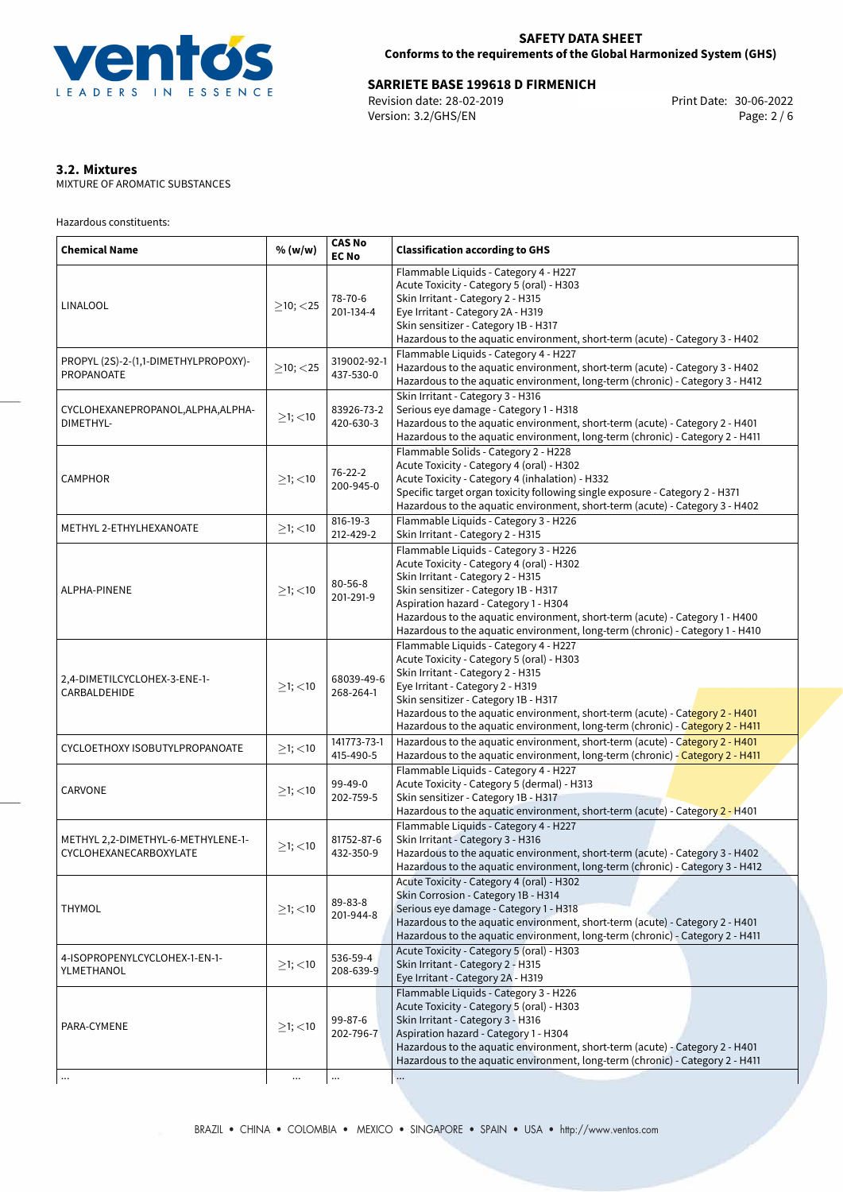### 3.2. Mixtures

MIXTURE OF AROMATIC SUBSTANCES

Hazardous constituents:

| Chemical Name | % (w/w) | CAS No<br>EC No | Classification according to GHS |
|---|---|---|---|
| LINALOOL | ≥10; <25 | 78-70-6<br>201-134-4 | Flammable Liquids - Category 4 - H227<br>Acute Toxicity - Category 5 (oral) - H303<br>Skin Irritant - Category 2 - H315<br>Eye Irritant - Category 2A - H319<br>Skin sensitizer - Category 1B - H317<br>Hazardous to the aquatic environment, short-term (acute) - Category 3 - H402 |
| PROPYL (2S)-2-(1,1-DIMETHYLPROPOXY)-PROPANOATE | ≥10; <25 | 319002-92-1<br>437-530-0 | Flammable Liquids - Category 4 - H227<br>Hazardous to the aquatic environment, short-term (acute) - Category 3 - H402<br>Hazardous to the aquatic environment, long-term (chronic) - Category 3 - H412 |
| CYCLOHEXANEPROPANOL,ALPHA,ALPHA-DIMETHYL- | ≥1; <10 | 83926-73-2<br>420-630-3 | Skin Irritant - Category 3 - H316<br>Serious eye damage - Category 1 - H318<br>Hazardous to the aquatic environment, short-term (acute) - Category 2 - H401<br>Hazardous to the aquatic environment, long-term (chronic) - Category 2 - H411 |
| CAMPHOR | ≥1; <10 | 76-22-2<br>200-945-0 | Flammable Solids - Category 2 - H228<br>Acute Toxicity - Category 4 (oral) - H302<br>Acute Toxicity - Category 4 (inhalation) - H332<br>Specific target organ toxicity following single exposure - Category 2 - H371<br>Hazardous to the aquatic environment, short-term (acute) - Category 3 - H402 |
| METHYL 2-ETHYLHEXANOATE | ≥1; <10 | 816-19-3<br>212-429-2 | Flammable Liquids - Category 3 - H226<br>Skin Irritant - Category 2 - H315 |
| ALPHA-PINENE | ≥1; <10 | 80-56-8<br>201-291-9 | Flammable Liquids - Category 3 - H226<br>Acute Toxicity - Category 4 (oral) - H302<br>Skin Irritant - Category 2 - H315<br>Skin sensitizer - Category 1B - H317<br>Aspiration hazard - Category 1 - H304<br>Hazardous to the aquatic environment, short-term (acute) - Category 1 - H400<br>Hazardous to the aquatic environment, long-term (chronic) - Category 1 - H410 |
| 2,4-DIMETILCYCLOHEX-3-ENE-1-CARBALDEHIDE | ≥1; <10 | 68039-49-6<br>268-264-1 | Flammable Liquids - Category 4 - H227<br>Acute Toxicity - Category 5 (oral) - H303<br>Skin Irritant - Category 2 - H315<br>Eye Irritant - Category 2 - H319<br>Skin sensitizer - Category 1B - H317<br>Hazardous to the aquatic environment, short-term (acute) - Category 2 - H401<br>Hazardous to the aquatic environment, long-term (chronic) - Category 2 - H411 |
| CYCLOETHOXY ISOBUTYLPROPANOATE | ≥1; <10 | 141773-73-1<br>415-490-5 | Hazardous to the aquatic environment, short-term (acute) - Category 2 - H401<br>Hazardous to the aquatic environment, long-term (chronic) - Category 2 - H411 |
| CARVONE | ≥1; <10 | 99-49-0<br>202-759-5 | Flammable Liquids - Category 4 - H227<br>Acute Toxicity - Category 5 (dermal) - H313<br>Skin sensitizer - Category 1B - H317<br>Hazardous to the aquatic environment, short-term (acute) - Category 2 - H401 |
| METHYL 2,2-DIMETHYL-6-METHYLENE-1-CYCLOHEXANECARBOXYLATE | ≥1; <10 | 81752-87-6<br>432-350-9 | Flammable Liquids - Category 4 - H227<br>Skin Irritant - Category 3 - H316<br>Hazardous to the aquatic environment, short-term (acute) - Category 3 - H402<br>Hazardous to the aquatic environment, long-term (chronic) - Category 3 - H412 |
| THYMOL | ≥1; <10 | 89-83-8<br>201-944-8 | Acute Toxicity - Category 4 (oral) - H302<br>Skin Corrosion - Category 1B - H314<br>Serious eye damage - Category 1 - H318<br>Hazardous to the aquatic environment, short-term (acute) - Category 2 - H401<br>Hazardous to the aquatic environment, long-term (chronic) - Category 2 - H411 |
| 4-ISOPROPENYLCYCLOHEX-1-EN-1-YLMETHANOL | ≥1; <10 | 536-59-4<br>208-639-9 | Acute Toxicity - Category 5 (oral) - H303<br>Skin Irritant - Category 2 - H315<br>Eye Irritant - Category 2A - H319 |
| PARA-CYMENE | ≥1; <10 | 99-87-6<br>202-796-7 | Flammable Liquids - Category 3 - H226<br>Acute Toxicity - Category 5 (oral) - H303<br>Skin Irritant - Category 3 - H316<br>Aspiration hazard - Category 1 - H304<br>Hazardous to the aquatic environment, short-term (acute) - Category 2 - H401<br>Hazardous to the aquatic environment, long-term (chronic) - Category 2 - H411 |
| ... | ... | ... | ... |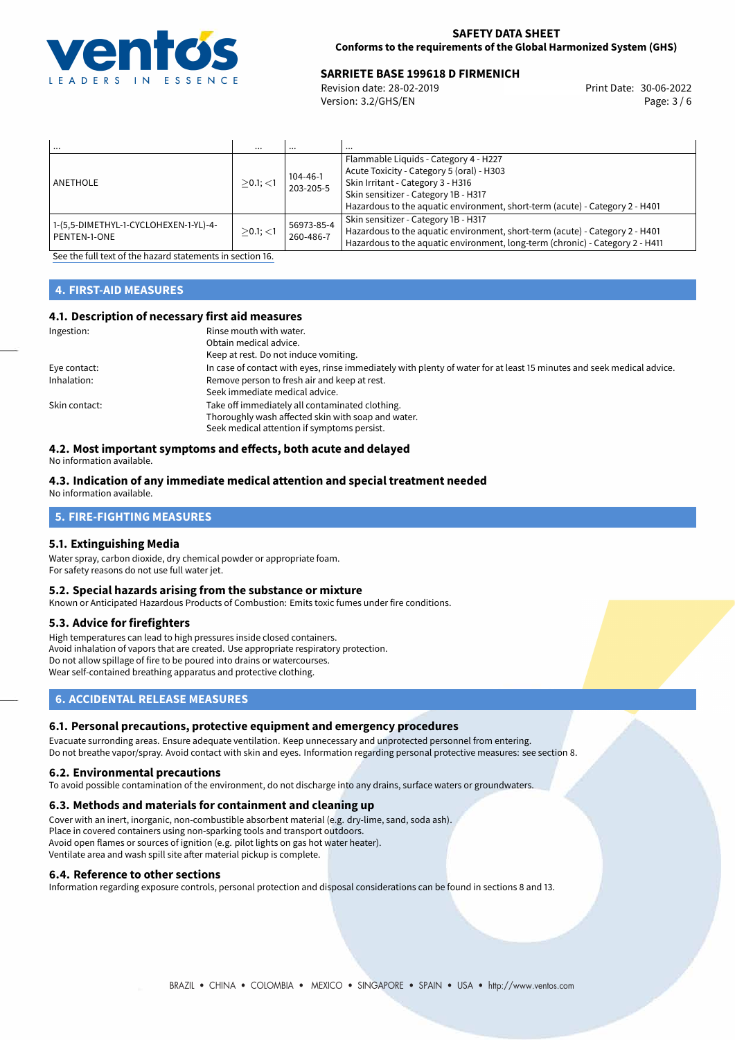| ... | ... | ... | ... |
|---|---|---|---|
| ANETHOLE | ≥0.1; <1 | 104-46-1<br>203-205-5 | Flammable Liquids - Category 4 - H227<br>Acute Toxicity - Category 5 (oral) - H303<br>Skin Irritant - Category 3 - H316<br>Skin sensitizer - Category 1B - H317<br>Hazardous to the aquatic environment, short-term (acute) - Category 2 - H401 |
| 1-(5,5-DIMETHYL-1-CYCLOHEXEN-1-YL)-4-PENTEN-1-ONE | ≥0.1; <1 | 56973-85-4<br>260-486-7 | Skin sensitizer - Category 1B - H317<br>Hazardous to the aquatic environment, short-term (acute) - Category 2 - H401<br>Hazardous to the aquatic environment, long-term (chronic) - Category 2 - H411 |

See the full text of the hazard statements in section 16.

## 4. FIRST-AID MEASURES

### 4.1. Description of necessary first aid measures

Ingestion:
Rinse mouth with water.
Obtain medical advice.
Keep at rest. Do not induce vomiting.

Eye contact:
In case of contact with eyes, rinse immediately with plenty of water for at least 15 minutes and seek medical advice.

Inhalation:
Remove person to fresh air and keep at rest.
Seek immediate medical advice.

Skin contact:
Take off immediately all contaminated clothing.
Thoroughly wash affected skin with soap and water.
Seek medical attention if symptoms persist.

### 4.2. Most important symptoms and effects, both acute and delayed

No information available.

### 4.3. Indication of any immediate medical attention and special treatment needed

No information available.

## 5. FIRE-FIGHTING MEASURES

### 5.1. Extinguishing Media

Water spray, carbon dioxide, dry chemical powder or appropriate foam.
For safety reasons do not use full water jet.

### 5.2. Special hazards arising from the substance or mixture

Known or Anticipated Hazardous Products of Combustion: Emits toxic fumes under fire conditions.

### 5.3. Advice for firefighters

High temperatures can lead to high pressures inside closed containers.
Avoid inhalation of vapors that are created. Use appropriate respiratory protection.
Do not allow spillage of fire to be poured into drains or watercourses.
Wear self-contained breathing apparatus and protective clothing.

## 6. ACCIDENTAL RELEASE MEASURES

### 6.1. Personal precautions, protective equipment and emergency procedures

Evacuate surronding areas. Ensure adequate ventilation. Keep unnecessary and unprotected personnel from entering.
Do not breathe vapor/spray. Avoid contact with skin and eyes. Information regarding personal protective measures: see section 8.

### 6.2. Environmental precautions

To avoid possible contamination of the environment, do not discharge into any drains, surface waters or groundwaters.

### 6.3. Methods and materials for containment and cleaning up

Cover with an inert, inorganic, non-combustible absorbent material (e.g. dry-lime, sand, soda ash).
Place in covered containers using non-sparking tools and transport outdoors.
Avoid open flames or sources of ignition (e.g. pilot lights on gas hot water heater).
Ventilate area and wash spill site after material pickup is complete.

### 6.4. Reference to other sections

Information regarding exposure controls, personal protection and disposal considerations can be found in sections 8 and 13.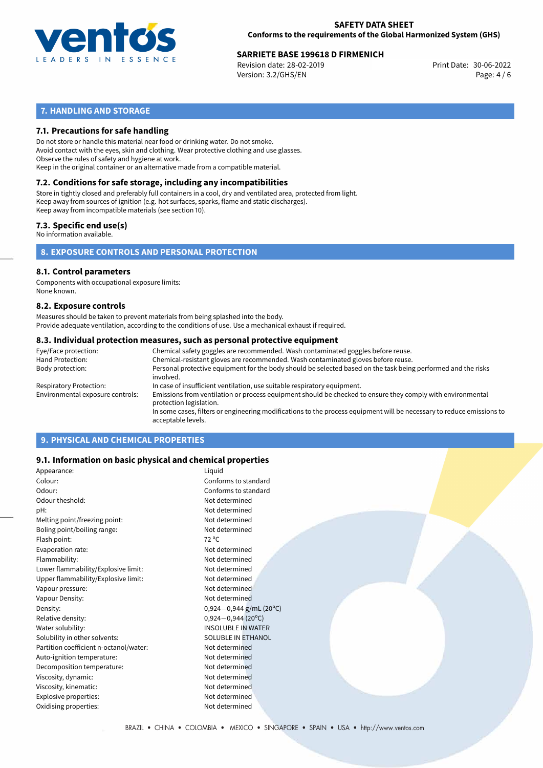## 7. HANDLING AND STORAGE

### 7.1. Precautions for safe handling

Do not store or handle this material near food or drinking water. Do not smoke.
Avoid contact with the eyes, skin and clothing. Wear protective clothing and use glasses.
Observe the rules of safety and hygiene at work.
Keep in the original container or an alternative made from a compatible material.

### 7.2. Conditions for safe storage, including any incompatibilities

Store in tightly closed and preferably full containers in a cool, dry and ventilated area, protected from light.
Keep away from sources of ignition (e.g. hot surfaces, sparks, flame and static discharges).
Keep away from incompatible materials (see section 10).

### 7.3. Specific end use(s)

No information available.

## 8. EXPOSURE CONTROLS AND PERSONAL PROTECTION

### 8.1. Control parameters

Components with occupational exposure limits:
None known.

### 8.2. Exposure controls

Measures should be taken to prevent materials from being splashed into the body.
Provide adequate ventilation, according to the conditions of use. Use a mechanical exhaust if required.

### 8.3. Individual protection measures, such as personal protective equipment

| | |
|---|---|
| Eye/Face protection: | Chemical safety goggles are recommended. Wash contaminated goggles before reuse. |
| Hand Protection: | Chemical-resistant gloves are recommended. Wash contaminated gloves before reuse. |
| Body protection: | Personal protective equipment for the body should be selected based on the task being performed and the risks involved. |
| Respiratory Protection: | In case of insufficient ventilation, use suitable respiratory equipment. |
| Environmental exposure controls: | Emissions from ventilation or process equipment should be checked to ensure they comply with environmental protection legislation. In some cases, filters or engineering modifications to the process equipment will be necessary to reduce emissions to acceptable levels. |

## 9. PHYSICAL AND CHEMICAL PROPERTIES

### 9.1. Information on basic physical and chemical properties

| | |
|---|---|
| Appearance: | Liquid |
| Colour: | Conforms to standard |
| Odour: | Conforms to standard |
| Odour theshold: | Not determined |
| pH: | Not determined |
| Melting point/freezing point: | Not determined |
| Boling point/boiling range: | Not determined |
| Flash point: | 72 °C |
| Evaporation rate: | Not determined |
| Flammability: | Not determined |
| Lower flammability/Explosive limit: | Not determined |
| Upper flammability/Explosive limit: | Not determined |
| Vapour pressure: | Not determined |
| Vapour Density: | Not determined |
| Density: | 0,924−0,944 g/mL (20°C) |
| Relative density: | 0,924−0,944 (20°C) |
| Water solubility: | INSOLUBLE IN WATER |
| Solubility in other solvents: | SOLUBLE IN ETHANOL |
| Partition coefficient n-octanol/water: | Not determined |
| Auto-ignition temperature: | Not determined |
| Decomposition temperature: | Not determined |
| Viscosity, dynamic: | Not determined |
| Viscosity, kinematic: | Not determined |
| Explosive properties: | Not determined |
| Oxidising properties: | Not determined |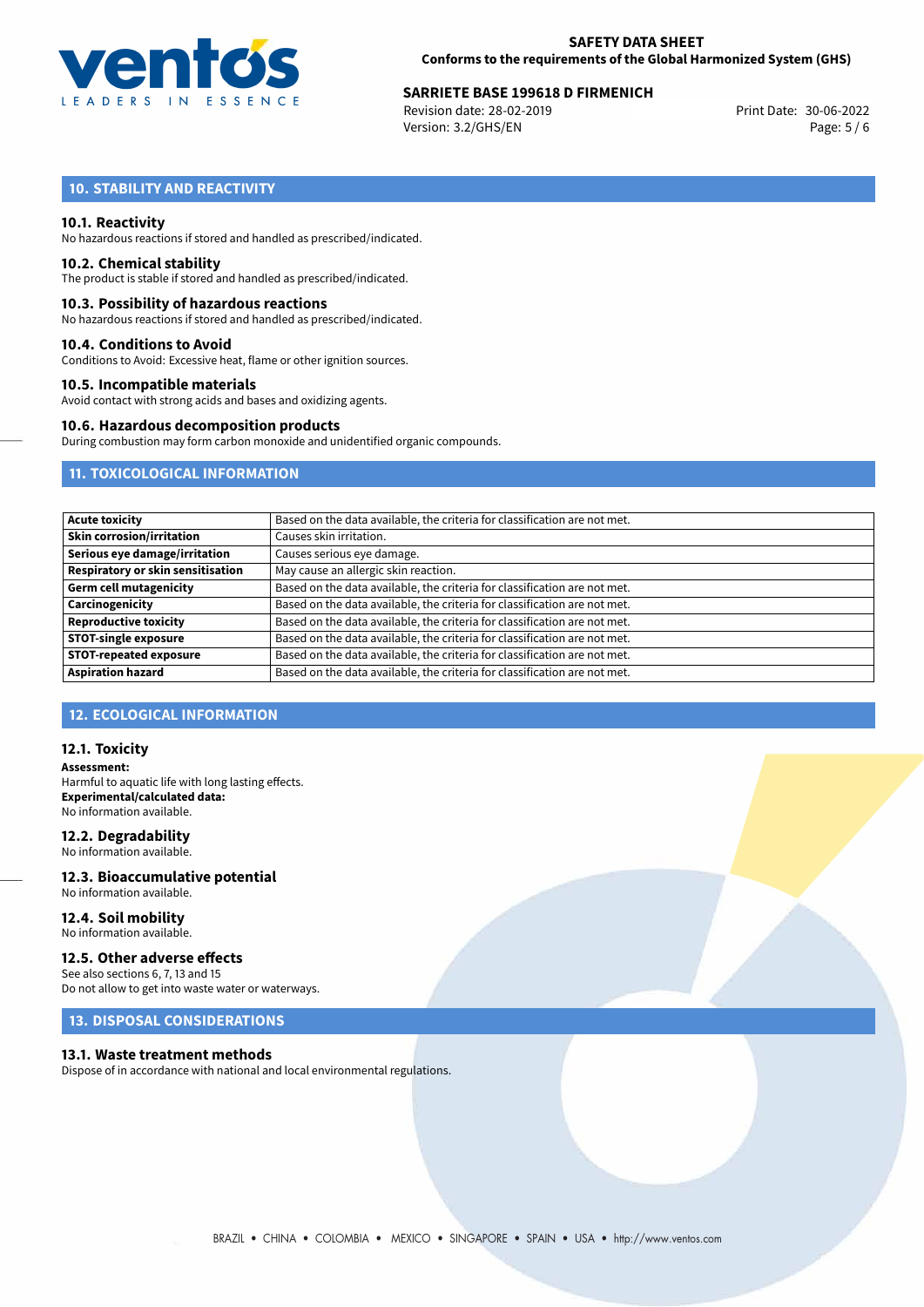## 10. STABILITY AND REACTIVITY

### 10.1. Reactivity
No hazardous reactions if stored and handled as prescribed/indicated.

### 10.2. Chemical stability
The product is stable if stored and handled as prescribed/indicated.

### 10.3. Possibility of hazardous reactions
No hazardous reactions if stored and handled as prescribed/indicated.

### 10.4. Conditions to Avoid
Conditions to Avoid: Excessive heat, flame or other ignition sources.

### 10.5. Incompatible materials
Avoid contact with strong acids and bases and oxidizing agents.

### 10.6. Hazardous decomposition products
During combustion may form carbon monoxide and unidentified organic compounds.

## 11. TOXICOLOGICAL INFORMATION

| | |
|---|---|
| **Acute toxicity** | Based on the data available, the criteria for classification are not met. |
| **Skin corrosion/irritation** | Causes skin irritation. |
| **Serious eye damage/irritation** | Causes serious eye damage. |
| **Respiratory or skin sensitisation** | May cause an allergic skin reaction. |
| **Germ cell mutagenicity** | Based on the data available, the criteria for classification are not met. |
| **Carcinogenicity** | Based on the data available, the criteria for classification are not met. |
| **Reproductive toxicity** | Based on the data available, the criteria for classification are not met. |
| **STOT-single exposure** | Based on the data available, the criteria for classification are not met. |
| **STOT-repeated exposure** | Based on the data available, the criteria for classification are not met. |
| **Aspiration hazard** | Based on the data available, the criteria for classification are not met. |

## 12. ECOLOGICAL INFORMATION

### 12.1. Toxicity
**Assessment:**
Harmful to aquatic life with long lasting effects.
**Experimental/calculated data:**
No information available.

### 12.2. Degradability
No information available.

### 12.3. Bioaccumulative potential
No information available.

### 12.4. Soil mobility
No information available.

### 12.5. Other adverse effects
See also sections 6, 7, 13 and 15
Do not allow to get into waste water or waterways.

## 13. DISPOSAL CONSIDERATIONS

### 13.1. Waste treatment methods
Dispose of in accordance with national and local environmental regulations.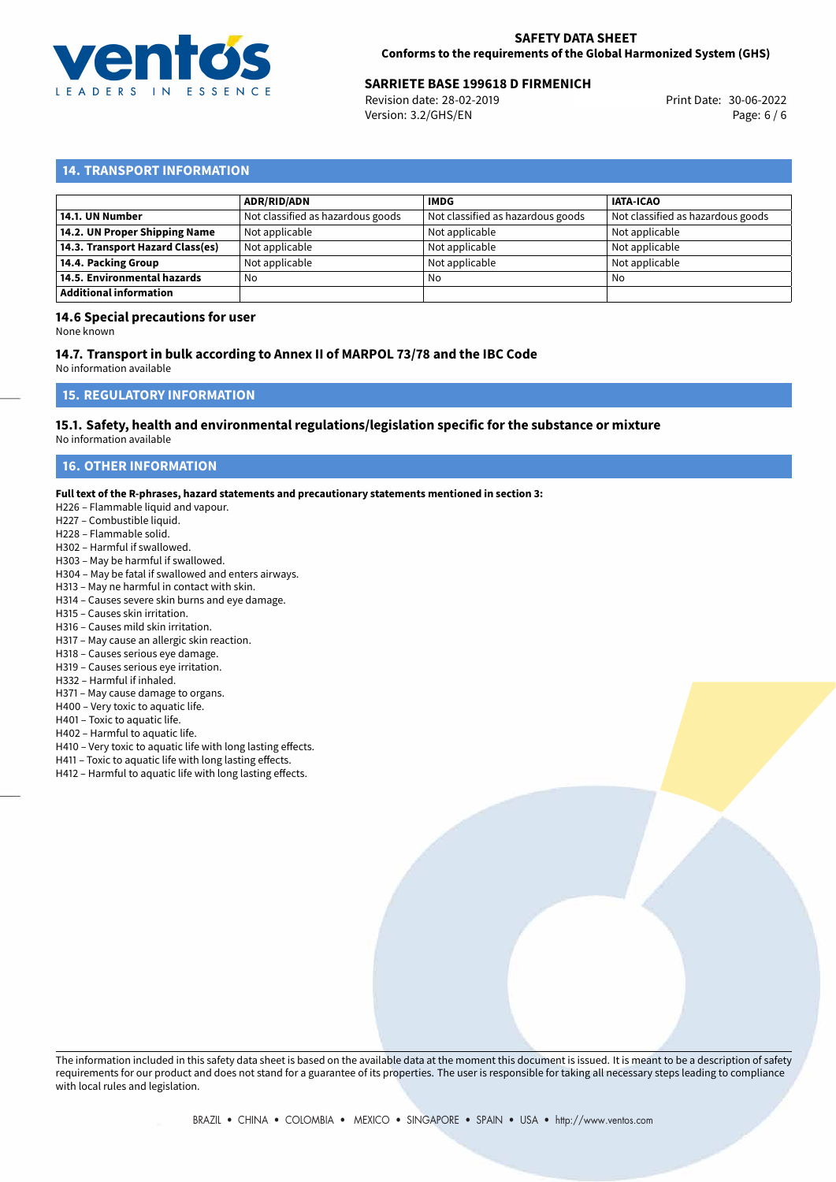## 14. TRANSPORT INFORMATION

| | ADR/RID/ADN | IMDG | IATA-ICAO |
|---|---|---|---|
| **14.1. UN Number** | Not classified as hazardous goods | Not classified as hazardous goods | Not classified as hazardous goods |
| **14.2. UN Proper Shipping Name** | Not applicable | Not applicable | Not applicable |
| **14.3. Transport Hazard Class(es)** | Not applicable | Not applicable | Not applicable |
| **14.4. Packing Group** | Not applicable | Not applicable | Not applicable |
| **14.5. Environmental hazards** | No | No | No |
| **Additional information** | | | |

### 14.6 Special precautions for user

None known

### 14.7. Transport in bulk according to Annex II of MARPOL 73/78 and the IBC Code

No information available

## 15. REGULATORY INFORMATION

### 15.1. Safety, health and environmental regulations/legislation specific for the substance or mixture

No information available

## 16. OTHER INFORMATION

**Full text of the R-phrases, hazard statements and precautionary statements mentioned in section 3:**

H226 – Flammable liquid and vapour.
H227 – Combustible liquid.
H228 – Flammable solid.
H302 – Harmful if swallowed.
H303 – May be harmful if swallowed.
H304 – May be fatal if swallowed and enters airways.
H313 – May ne harmful in contact with skin.
H314 – Causes severe skin burns and eye damage.
H315 – Causes skin irritation.
H316 – Causes mild skin irritation.
H317 – May cause an allergic skin reaction.
H318 – Causes serious eye damage.
H319 – Causes serious eye irritation.
H332 – Harmful if inhaled.
H371 – May cause damage to organs.
H400 – Very toxic to aquatic life.
H401 – Toxic to aquatic life.
H402 – Harmful to aquatic life.
H410 – Very toxic to aquatic life with long lasting effects.
H411 – Toxic to aquatic life with long lasting effects.
H412 – Harmful to aquatic life with long lasting effects.

The information included in this safety data sheet is based on the available data at the moment this document is issued. It is meant to be a description of safety requirements for our product and does not stand for a guarantee of its properties. The user is responsible for taking all necessary steps leading to compliance with local rules and legislation.